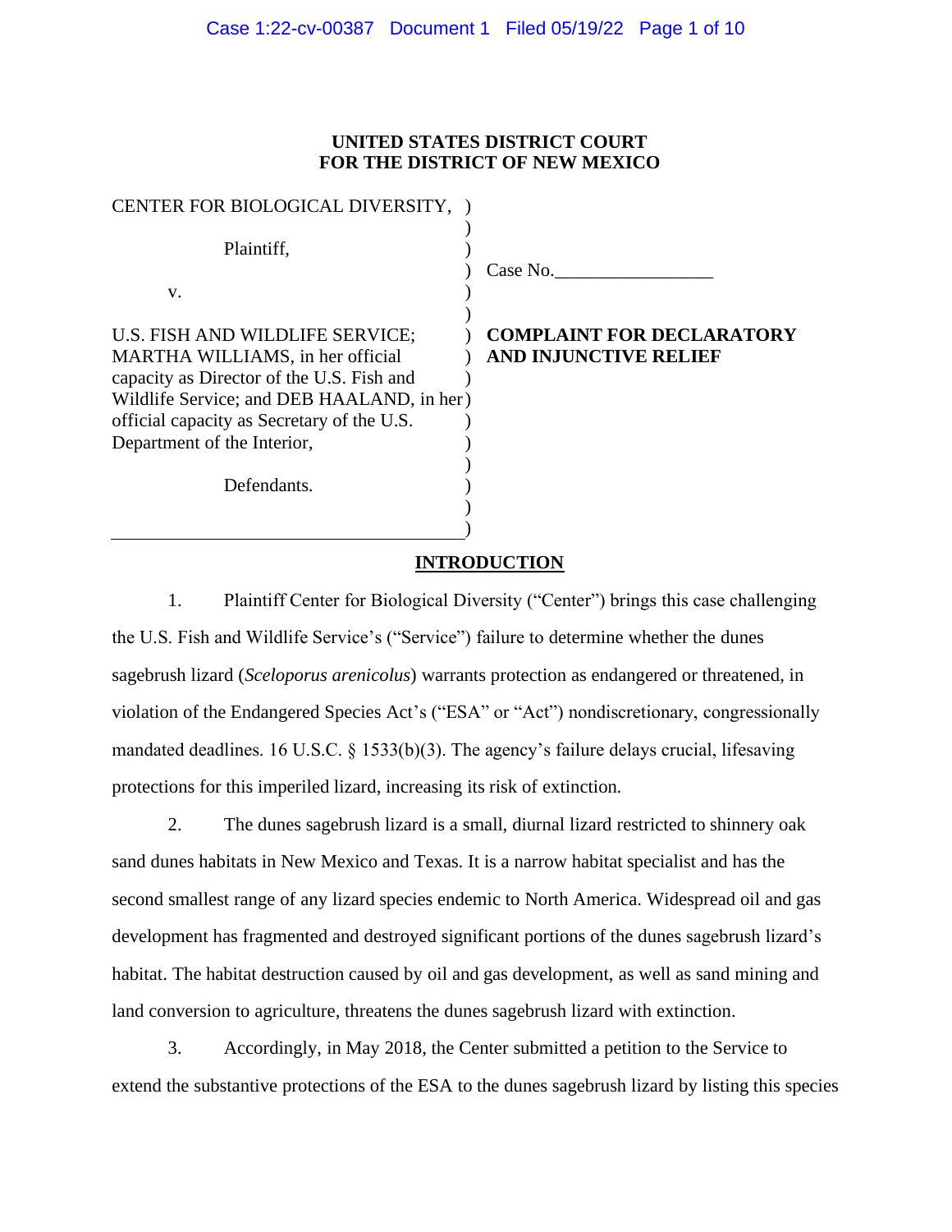**UNITED STATES DISTRICT COURT**
**FOR THE DISTRICT OF NEW MEXICO**

CENTER FOR BIOLOGICAL DIVERSITY,

Plaintiff,

v.

U.S. FISH AND WILDLIFE SERVICE; MARTHA WILLIAMS, in her official capacity as Director of the U.S. Fish and Wildlife Service; and DEB HAALAND, in her official capacity as Secretary of the U.S. Department of the Interior,

Defendants.

Case No.\_\_\_\_\_\_\_\_\_\_\_\_\_\_\_\_\_

**COMPLAINT FOR DECLARATORY AND INJUNCTIVE RELIEF**

## INTRODUCTION

1. Plaintiff Center for Biological Diversity ("Center") brings this case challenging the U.S. Fish and Wildlife Service's ("Service") failure to determine whether the dunes sagebrush lizard (*Sceloporus arenicolus*) warrants protection as endangered or threatened, in violation of the Endangered Species Act's ("ESA" or "Act") nondiscretionary, congressionally mandated deadlines. 16 U.S.C. § 1533(b)(3). The agency's failure delays crucial, lifesaving protections for this imperiled lizard, increasing its risk of extinction.

2. The dunes sagebrush lizard is a small, diurnal lizard restricted to shinnery oak sand dunes habitats in New Mexico and Texas. It is a narrow habitat specialist and has the second smallest range of any lizard species endemic to North America. Widespread oil and gas development has fragmented and destroyed significant portions of the dunes sagebrush lizard's habitat. The habitat destruction caused by oil and gas development, as well as sand mining and land conversion to agriculture, threatens the dunes sagebrush lizard with extinction.

3. Accordingly, in May 2018, the Center submitted a petition to the Service to extend the substantive protections of the ESA to the dunes sagebrush lizard by listing this species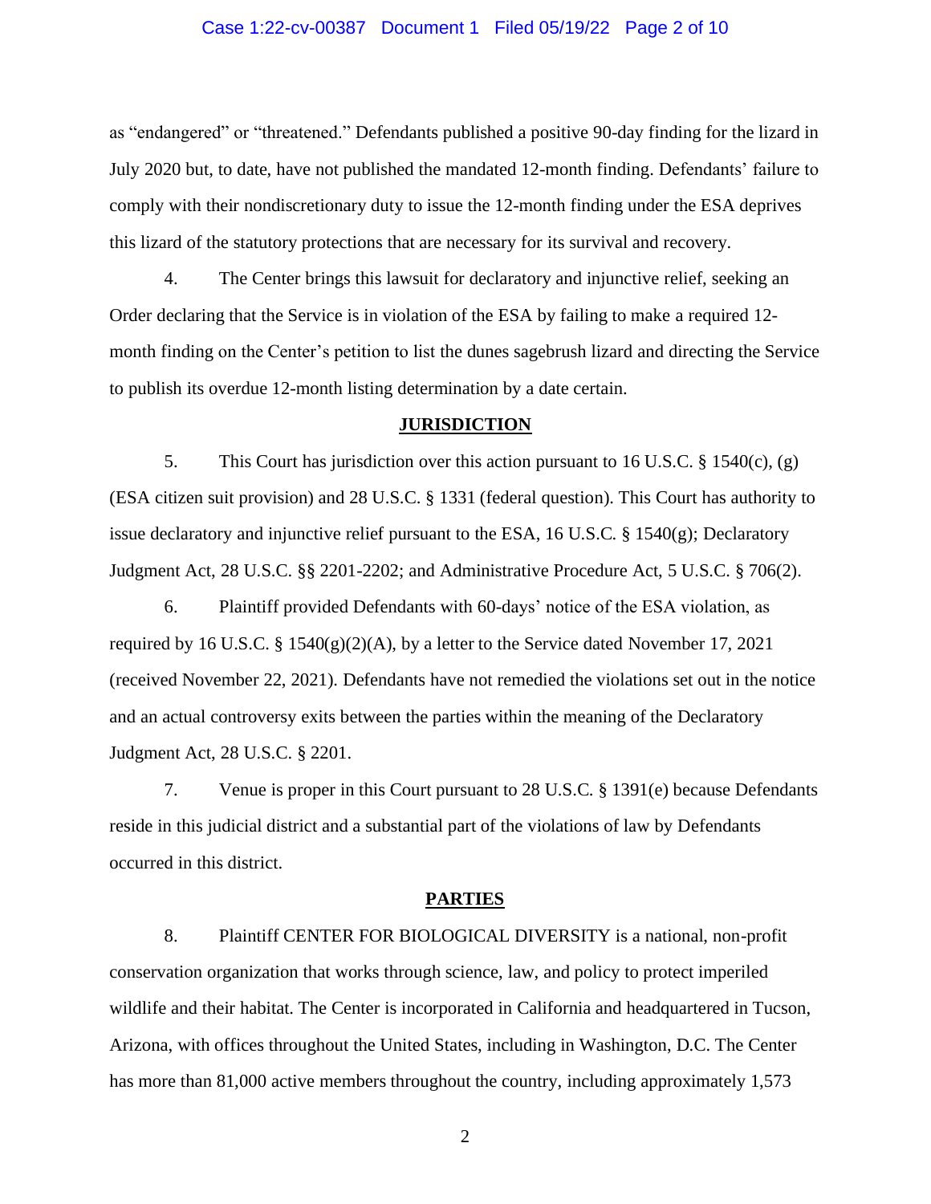as "endangered" or "threatened." Defendants published a positive 90-day finding for the lizard in July 2020 but, to date, have not published the mandated 12-month finding. Defendants' failure to comply with their nondiscretionary duty to issue the 12-month finding under the ESA deprives this lizard of the statutory protections that are necessary for its survival and recovery.

4. The Center brings this lawsuit for declaratory and injunctive relief, seeking an Order declaring that the Service is in violation of the ESA by failing to make a required 12-month finding on the Center's petition to list the dunes sagebrush lizard and directing the Service to publish its overdue 12-month listing determination by a date certain.

## JURISDICTION

5. This Court has jurisdiction over this action pursuant to 16 U.S.C. § 1540(c), (g) (ESA citizen suit provision) and 28 U.S.C. § 1331 (federal question). This Court has authority to issue declaratory and injunctive relief pursuant to the ESA, 16 U.S.C. § 1540(g); Declaratory Judgment Act, 28 U.S.C. §§ 2201-2202; and Administrative Procedure Act, 5 U.S.C. § 706(2).

6. Plaintiff provided Defendants with 60-days' notice of the ESA violation, as required by 16 U.S.C. § 1540(g)(2)(A), by a letter to the Service dated November 17, 2021 (received November 22, 2021). Defendants have not remedied the violations set out in the notice and an actual controversy exits between the parties within the meaning of the Declaratory Judgment Act, 28 U.S.C. § 2201.

7. Venue is proper in this Court pursuant to 28 U.S.C. § 1391(e) because Defendants reside in this judicial district and a substantial part of the violations of law by Defendants occurred in this district.

## PARTIES

8. Plaintiff CENTER FOR BIOLOGICAL DIVERSITY is a national, non-profit conservation organization that works through science, law, and policy to protect imperiled wildlife and their habitat. The Center is incorporated in California and headquartered in Tucson, Arizona, with offices throughout the United States, including in Washington, D.C. The Center has more than 81,000 active members throughout the country, including approximately 1,573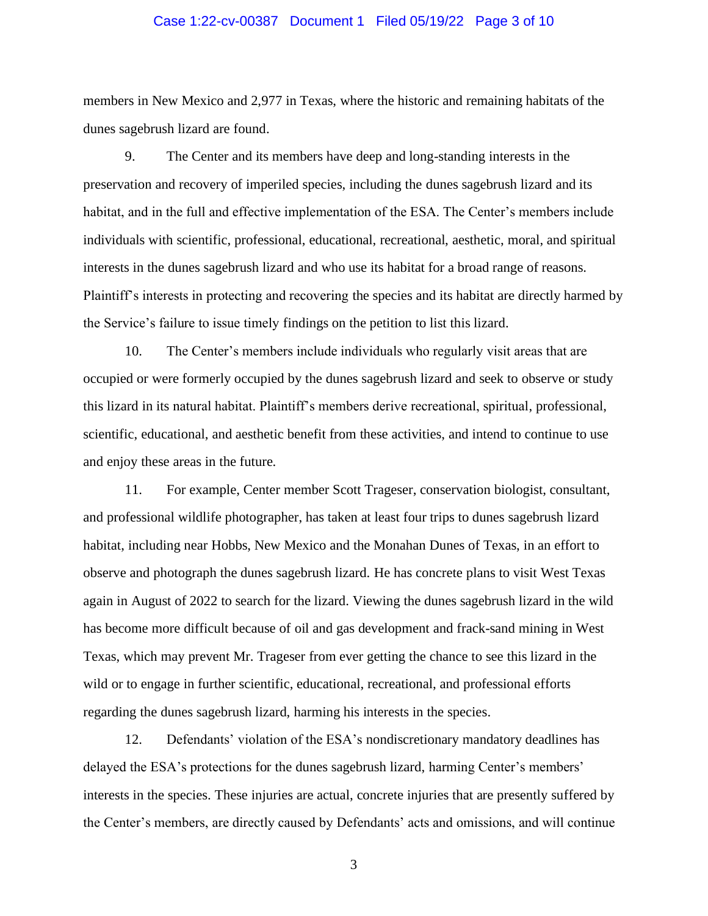members in New Mexico and 2,977 in Texas, where the historic and remaining habitats of the dunes sagebrush lizard are found.

9. The Center and its members have deep and long-standing interests in the preservation and recovery of imperiled species, including the dunes sagebrush lizard and its habitat, and in the full and effective implementation of the ESA. The Center's members include individuals with scientific, professional, educational, recreational, aesthetic, moral, and spiritual interests in the dunes sagebrush lizard and who use its habitat for a broad range of reasons. Plaintiff's interests in protecting and recovering the species and its habitat are directly harmed by the Service's failure to issue timely findings on the petition to list this lizard.

10. The Center's members include individuals who regularly visit areas that are occupied or were formerly occupied by the dunes sagebrush lizard and seek to observe or study this lizard in its natural habitat. Plaintiff's members derive recreational, spiritual, professional, scientific, educational, and aesthetic benefit from these activities, and intend to continue to use and enjoy these areas in the future.

11. For example, Center member Scott Trageser, conservation biologist, consultant, and professional wildlife photographer, has taken at least four trips to dunes sagebrush lizard habitat, including near Hobbs, New Mexico and the Monahan Dunes of Texas, in an effort to observe and photograph the dunes sagebrush lizard. He has concrete plans to visit West Texas again in August of 2022 to search for the lizard. Viewing the dunes sagebrush lizard in the wild has become more difficult because of oil and gas development and frack-sand mining in West Texas, which may prevent Mr. Trageser from ever getting the chance to see this lizard in the wild or to engage in further scientific, educational, recreational, and professional efforts regarding the dunes sagebrush lizard, harming his interests in the species.

12. Defendants' violation of the ESA's nondiscretionary mandatory deadlines has delayed the ESA's protections for the dunes sagebrush lizard, harming Center's members' interests in the species. These injuries are actual, concrete injuries that are presently suffered by the Center's members, are directly caused by Defendants' acts and omissions, and will continue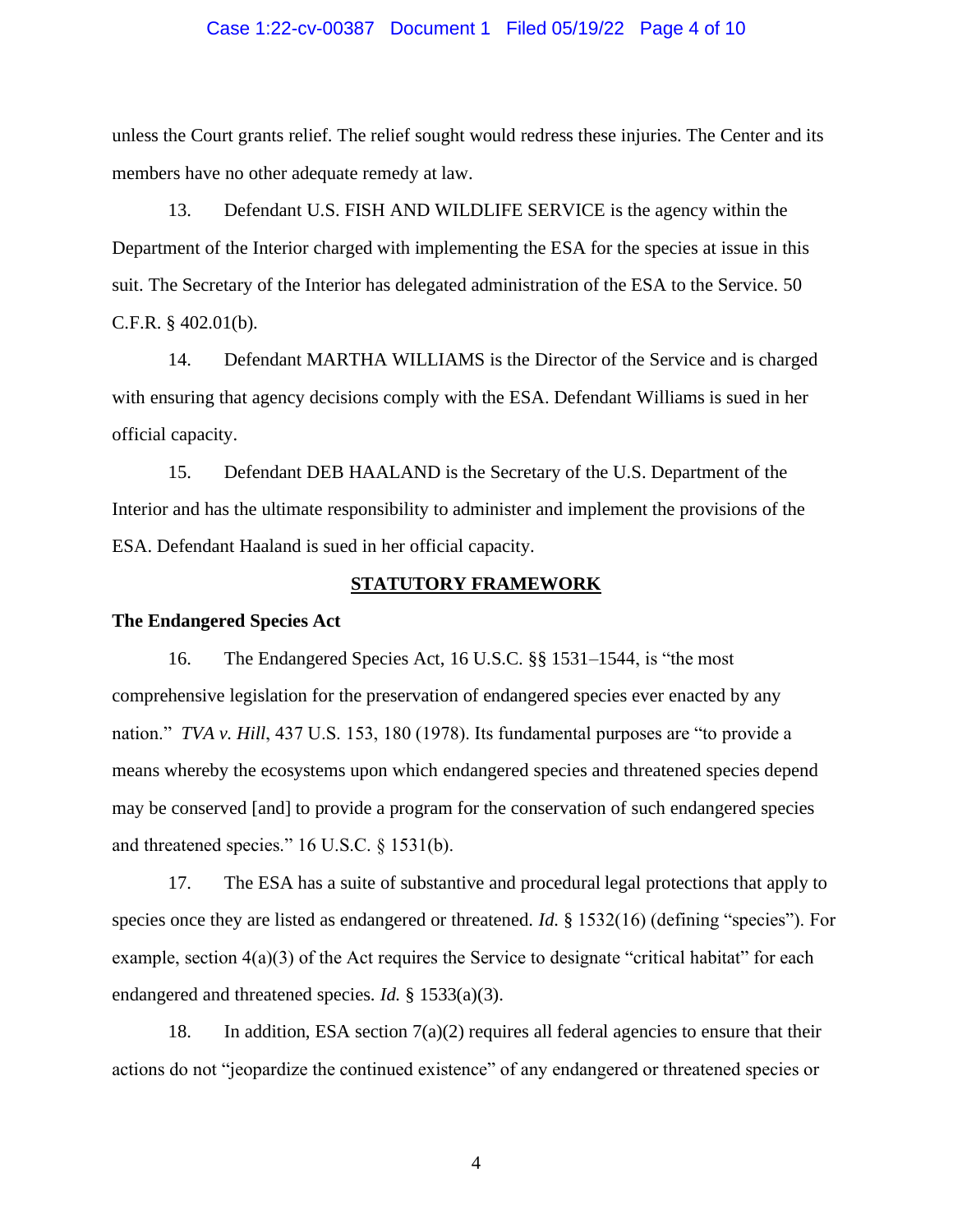unless the Court grants relief. The relief sought would redress these injuries. The Center and its members have no other adequate remedy at law.

13. Defendant U.S. FISH AND WILDLIFE SERVICE is the agency within the Department of the Interior charged with implementing the ESA for the species at issue in this suit. The Secretary of the Interior has delegated administration of the ESA to the Service. 50 C.F.R. § 402.01(b).

14. Defendant MARTHA WILLIAMS is the Director of the Service and is charged with ensuring that agency decisions comply with the ESA. Defendant Williams is sued in her official capacity.

15. Defendant DEB HAALAND is the Secretary of the U.S. Department of the Interior and has the ultimate responsibility to administer and implement the provisions of the ESA. Defendant Haaland is sued in her official capacity.

## STATUTORY FRAMEWORK

### The Endangered Species Act

16. The Endangered Species Act, 16 U.S.C. §§ 1531–1544, is "the most comprehensive legislation for the preservation of endangered species ever enacted by any nation." *TVA v. Hill*, 437 U.S. 153, 180 (1978). Its fundamental purposes are "to provide a means whereby the ecosystems upon which endangered species and threatened species depend may be conserved [and] to provide a program for the conservation of such endangered species and threatened species." 16 U.S.C. § 1531(b).

17. The ESA has a suite of substantive and procedural legal protections that apply to species once they are listed as endangered or threatened. *Id.* § 1532(16) (defining "species"). For example, section 4(a)(3) of the Act requires the Service to designate "critical habitat" for each endangered and threatened species. *Id.* § 1533(a)(3).

18. In addition, ESA section 7(a)(2) requires all federal agencies to ensure that their actions do not "jeopardize the continued existence" of any endangered or threatened species or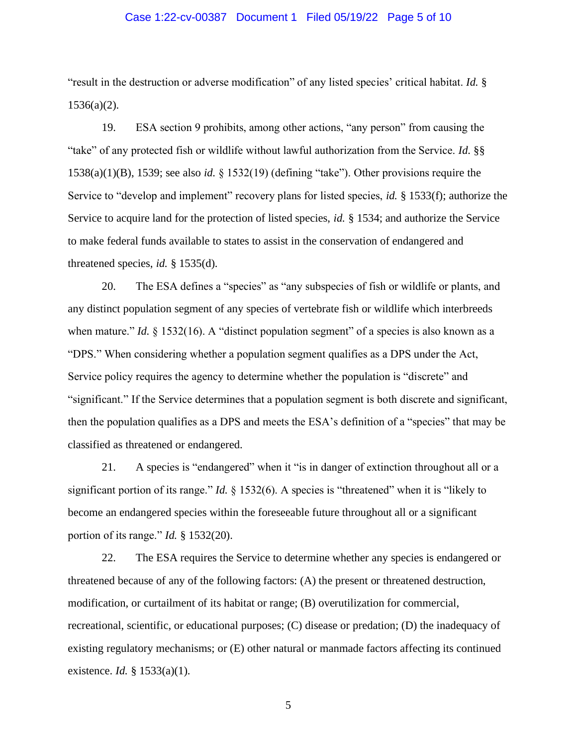"result in the destruction or adverse modification" of any listed species' critical habitat. *Id.* § 1536(a)(2).

19. ESA section 9 prohibits, among other actions, "any person" from causing the "take" of any protected fish or wildlife without lawful authorization from the Service. *Id.* §§ 1538(a)(1)(B), 1539; see also *id.* § 1532(19) (defining "take"). Other provisions require the Service to "develop and implement" recovery plans for listed species, *id.* § 1533(f); authorize the Service to acquire land for the protection of listed species, *id.* § 1534; and authorize the Service to make federal funds available to states to assist in the conservation of endangered and threatened species, *id.* § 1535(d).

20. The ESA defines a "species" as "any subspecies of fish or wildlife or plants, and any distinct population segment of any species of vertebrate fish or wildlife which interbreeds when mature." *Id.* § 1532(16). A "distinct population segment" of a species is also known as a "DPS." When considering whether a population segment qualifies as a DPS under the Act, Service policy requires the agency to determine whether the population is "discrete" and "significant." If the Service determines that a population segment is both discrete and significant, then the population qualifies as a DPS and meets the ESA's definition of a "species" that may be classified as threatened or endangered.

21. A species is "endangered" when it "is in danger of extinction throughout all or a significant portion of its range." *Id.* § 1532(6). A species is "threatened" when it is "likely to become an endangered species within the foreseeable future throughout all or a significant portion of its range." *Id.* § 1532(20).

22. The ESA requires the Service to determine whether any species is endangered or threatened because of any of the following factors: (A) the present or threatened destruction, modification, or curtailment of its habitat or range; (B) overutilization for commercial, recreational, scientific, or educational purposes; (C) disease or predation; (D) the inadequacy of existing regulatory mechanisms; or (E) other natural or manmade factors affecting its continued existence. *Id.* § 1533(a)(1).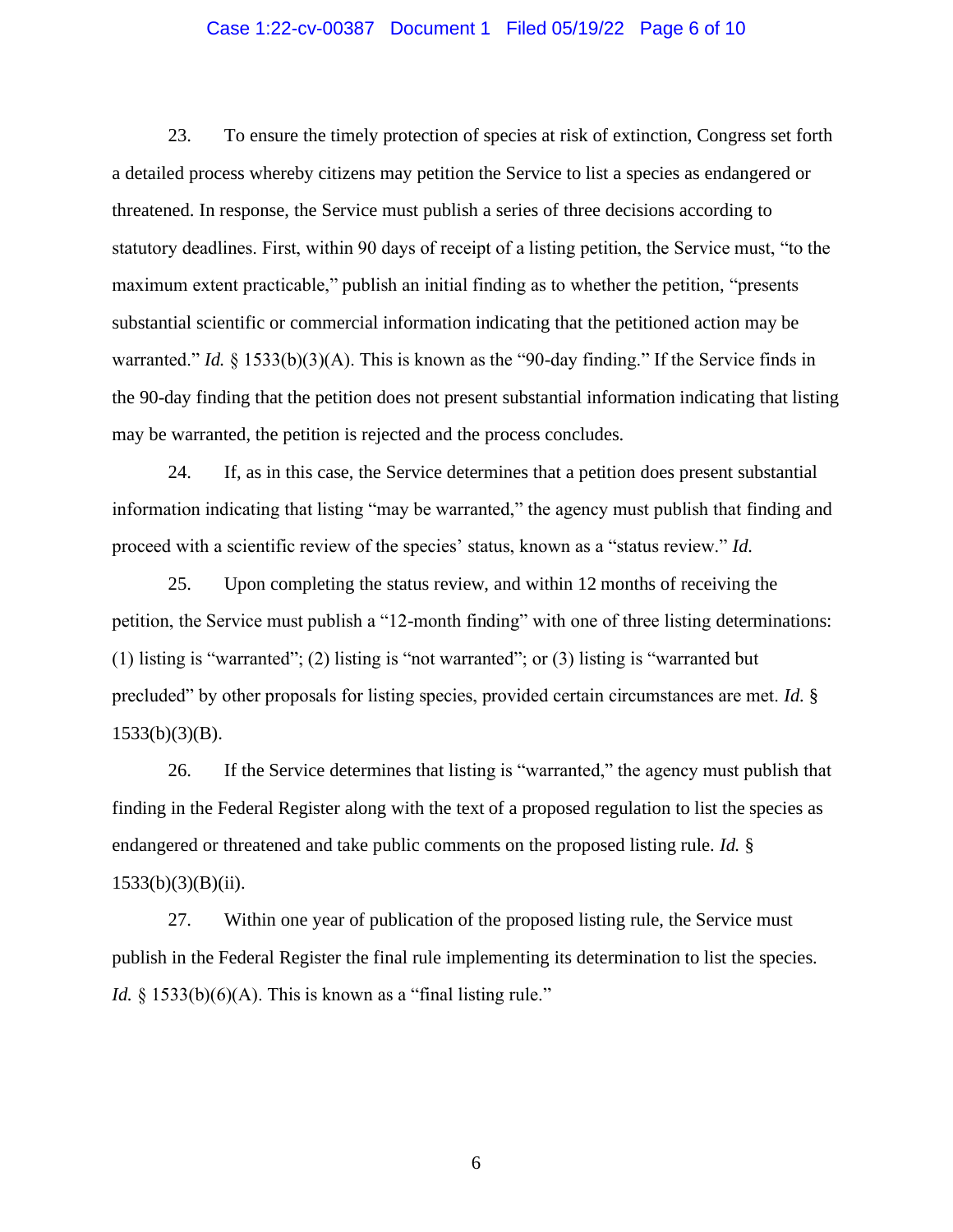23. To ensure the timely protection of species at risk of extinction, Congress set forth a detailed process whereby citizens may petition the Service to list a species as endangered or threatened. In response, the Service must publish a series of three decisions according to statutory deadlines. First, within 90 days of receipt of a listing petition, the Service must, "to the maximum extent practicable," publish an initial finding as to whether the petition, "presents substantial scientific or commercial information indicating that the petitioned action may be warranted." *Id.* § 1533(b)(3)(A). This is known as the "90-day finding." If the Service finds in the 90-day finding that the petition does not present substantial information indicating that listing may be warranted, the petition is rejected and the process concludes.

24. If, as in this case, the Service determines that a petition does present substantial information indicating that listing "may be warranted," the agency must publish that finding and proceed with a scientific review of the species' status, known as a "status review." *Id.*

25. Upon completing the status review, and within 12 months of receiving the petition, the Service must publish a "12-month finding" with one of three listing determinations: (1) listing is "warranted"; (2) listing is "not warranted"; or (3) listing is "warranted but precluded" by other proposals for listing species, provided certain circumstances are met. *Id.* § 1533(b)(3)(B).

26. If the Service determines that listing is "warranted," the agency must publish that finding in the Federal Register along with the text of a proposed regulation to list the species as endangered or threatened and take public comments on the proposed listing rule. *Id.* § 1533(b)(3)(B)(ii).

27. Within one year of publication of the proposed listing rule, the Service must publish in the Federal Register the final rule implementing its determination to list the species. *Id.* § 1533(b)(6)(A). This is known as a "final listing rule."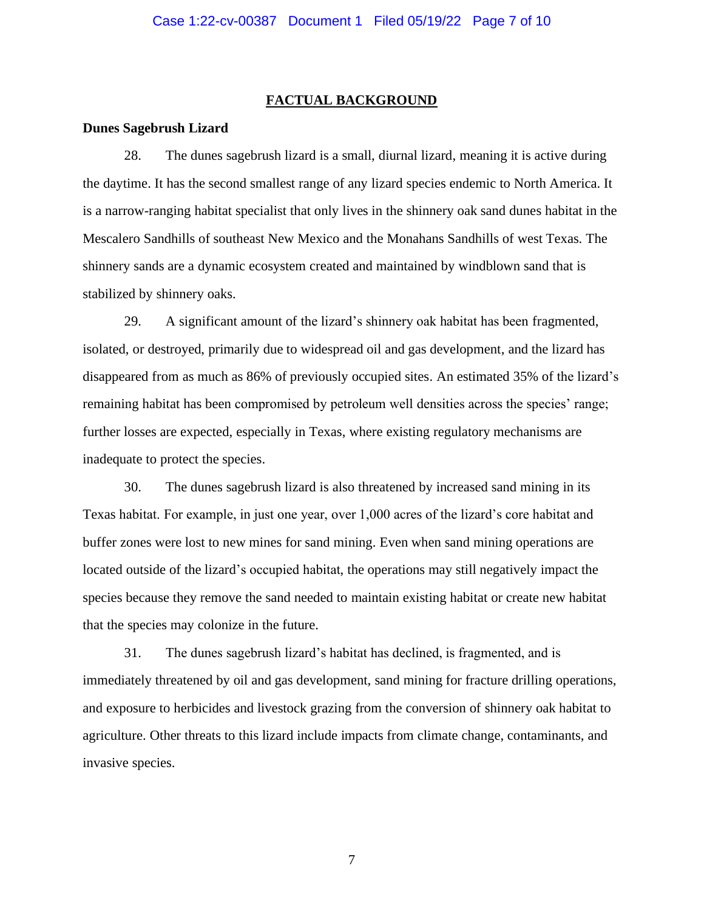## FACTUAL BACKGROUND

### Dunes Sagebrush Lizard

28. The dunes sagebrush lizard is a small, diurnal lizard, meaning it is active during the daytime. It has the second smallest range of any lizard species endemic to North America. It is a narrow-ranging habitat specialist that only lives in the shinnery oak sand dunes habitat in the Mescalero Sandhills of southeast New Mexico and the Monahans Sandhills of west Texas. The shinnery sands are a dynamic ecosystem created and maintained by windblown sand that is stabilized by shinnery oaks.

29. A significant amount of the lizard's shinnery oak habitat has been fragmented, isolated, or destroyed, primarily due to widespread oil and gas development, and the lizard has disappeared from as much as 86% of previously occupied sites. An estimated 35% of the lizard's remaining habitat has been compromised by petroleum well densities across the species' range; further losses are expected, especially in Texas, where existing regulatory mechanisms are inadequate to protect the species.

30. The dunes sagebrush lizard is also threatened by increased sand mining in its Texas habitat. For example, in just one year, over 1,000 acres of the lizard's core habitat and buffer zones were lost to new mines for sand mining. Even when sand mining operations are located outside of the lizard's occupied habitat, the operations may still negatively impact the species because they remove the sand needed to maintain existing habitat or create new habitat that the species may colonize in the future.

31. The dunes sagebrush lizard's habitat has declined, is fragmented, and is immediately threatened by oil and gas development, sand mining for fracture drilling operations, and exposure to herbicides and livestock grazing from the conversion of shinnery oak habitat to agriculture. Other threats to this lizard include impacts from climate change, contaminants, and invasive species.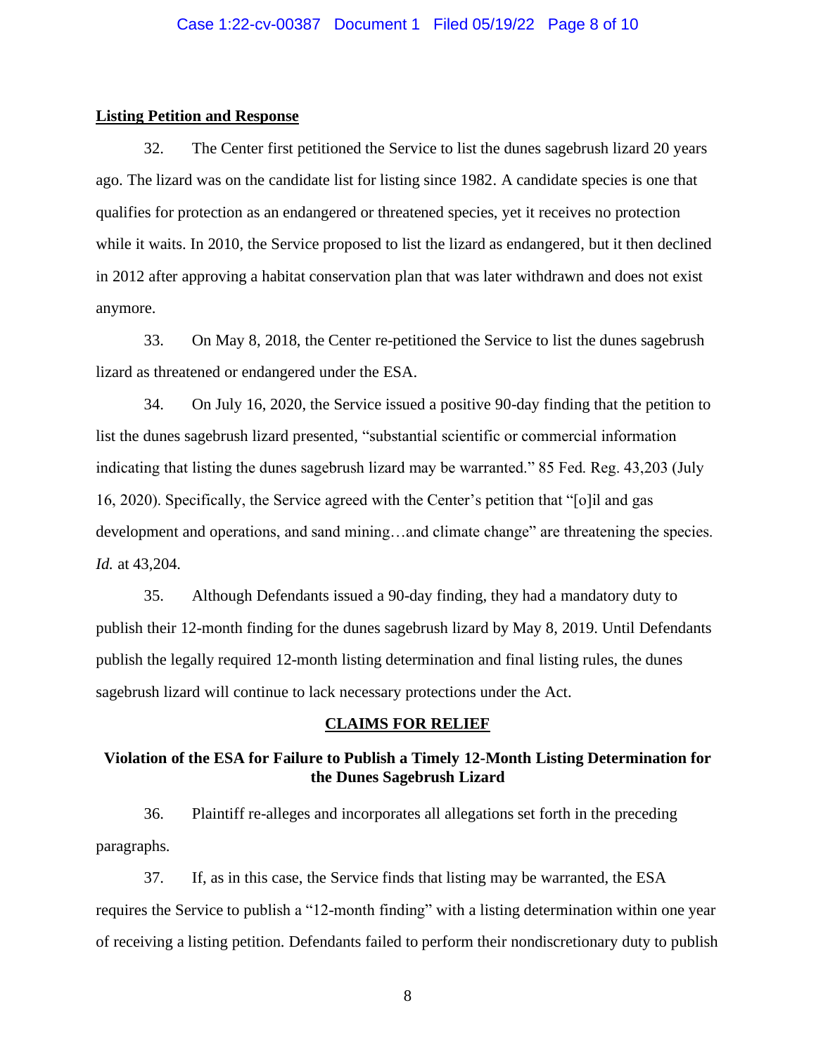**Listing Petition and Response**

32. The Center first petitioned the Service to list the dunes sagebrush lizard 20 years ago. The lizard was on the candidate list for listing since 1982. A candidate species is one that qualifies for protection as an endangered or threatened species, yet it receives no protection while it waits. In 2010, the Service proposed to list the lizard as endangered, but it then declined in 2012 after approving a habitat conservation plan that was later withdrawn and does not exist anymore.

33. On May 8, 2018, the Center re-petitioned the Service to list the dunes sagebrush lizard as threatened or endangered under the ESA.

34. On July 16, 2020, the Service issued a positive 90-day finding that the petition to list the dunes sagebrush lizard presented, "substantial scientific or commercial information indicating that listing the dunes sagebrush lizard may be warranted." 85 Fed. Reg. 43,203 (July 16, 2020). Specifically, the Service agreed with the Center's petition that "[o]il and gas development and operations, and sand mining…and climate change" are threatening the species. *Id.* at 43,204.

35. Although Defendants issued a 90-day finding, they had a mandatory duty to publish their 12-month finding for the dunes sagebrush lizard by May 8, 2019. Until Defendants publish the legally required 12-month listing determination and final listing rules, the dunes sagebrush lizard will continue to lack necessary protections under the Act.

## CLAIMS FOR RELIEF

### Violation of the ESA for Failure to Publish a Timely 12-Month Listing Determination for the Dunes Sagebrush Lizard

36. Plaintiff re-alleges and incorporates all allegations set forth in the preceding paragraphs.

37. If, as in this case, the Service finds that listing may be warranted, the ESA requires the Service to publish a "12-month finding" with a listing determination within one year of receiving a listing petition. Defendants failed to perform their nondiscretionary duty to publish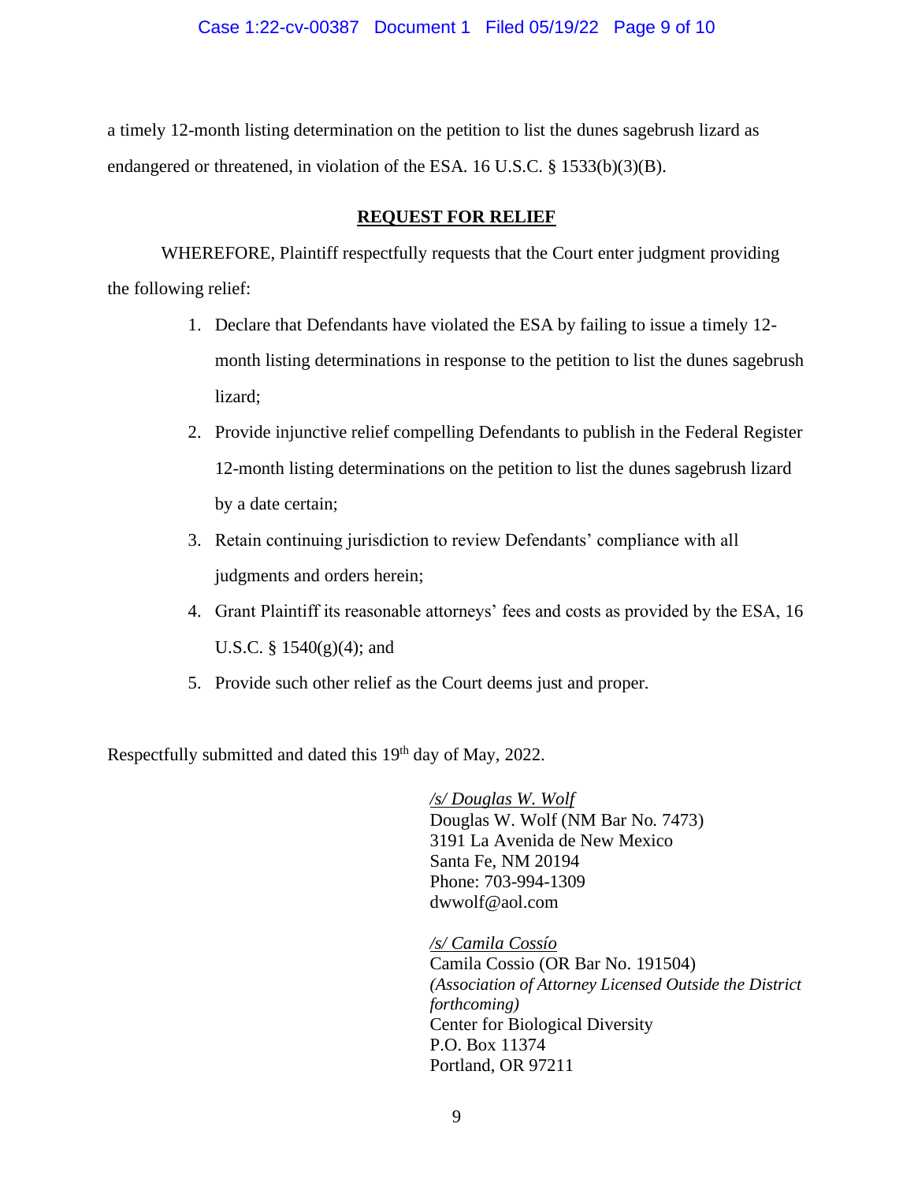a timely 12-month listing determination on the petition to list the dunes sagebrush lizard as endangered or threatened, in violation of the ESA. 16 U.S.C. § 1533(b)(3)(B).

## **REQUEST FOR RELIEF**

WHEREFORE, Plaintiff respectfully requests that the Court enter judgment providing the following relief:

1. Declare that Defendants have violated the ESA by failing to issue a timely 12-month listing determinations in response to the petition to list the dunes sagebrush lizard;
2. Provide injunctive relief compelling Defendants to publish in the Federal Register 12-month listing determinations on the petition to list the dunes sagebrush lizard by a date certain;
3. Retain continuing jurisdiction to review Defendants' compliance with all judgments and orders herein;
4. Grant Plaintiff its reasonable attorneys' fees and costs as provided by the ESA, 16 U.S.C. § 1540(g)(4); and
5. Provide such other relief as the Court deems just and proper.

Respectfully submitted and dated this 19th day of May, 2022.

*/s/ Douglas W. Wolf*
Douglas W. Wolf (NM Bar No. 7473)
3191 La Avenida de New Mexico
Santa Fe, NM 20194
Phone: 703-994-1309
dwwolf@aol.com

*/s/ Camila Cossío*
Camila Cossio (OR Bar No. 191504)
*(Association of Attorney Licensed Outside the District forthcoming)*
Center for Biological Diversity
P.O. Box 11374
Portland, OR 97211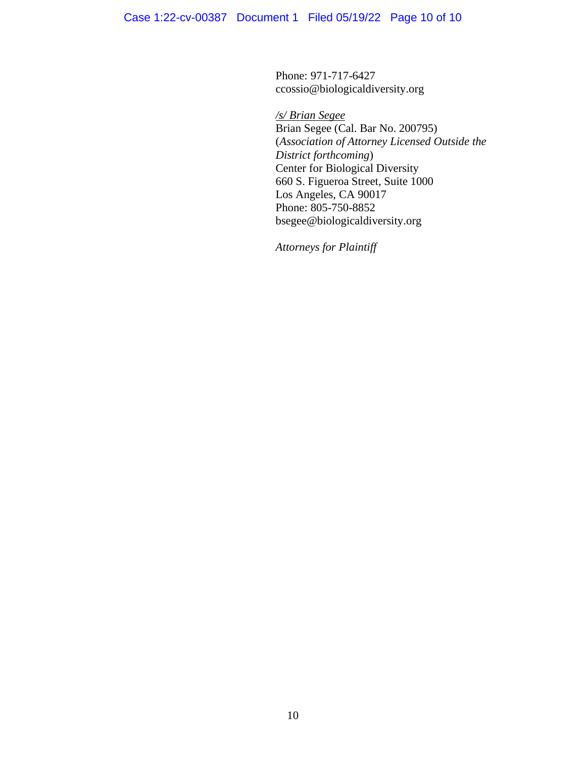Phone: 971-717-6427
ccossio@biologicaldiversity.org

*/s/ Brian Segee*
Brian Segee (Cal. Bar No. 200795)
(*Association of Attorney Licensed Outside the District forthcoming*)
Center for Biological Diversity
660 S. Figueroa Street, Suite 1000
Los Angeles, CA 90017
Phone: 805-750-8852
bsegee@biologicaldiversity.org

*Attorneys for Plaintiff*